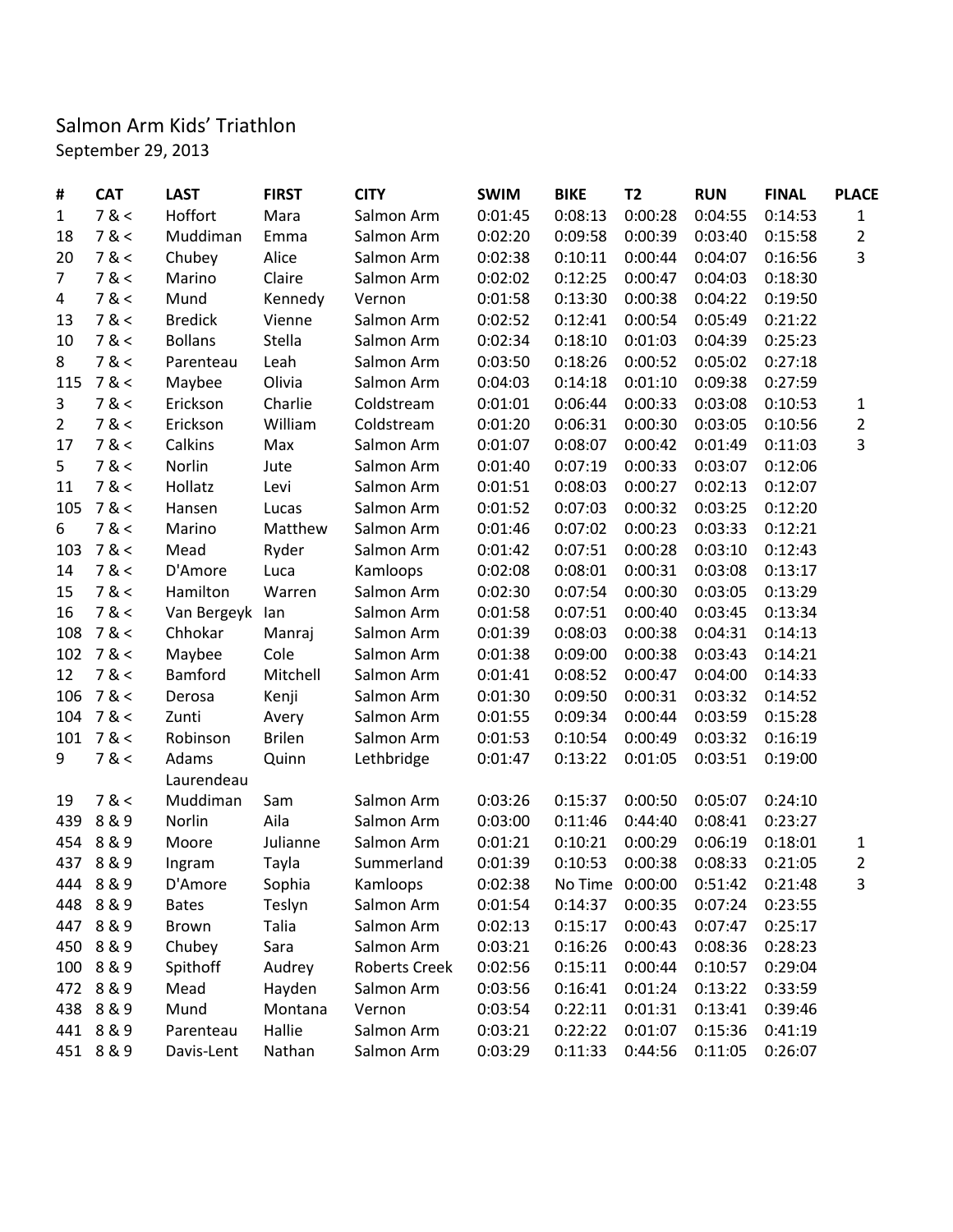Salmon Arm Kids' Triathlon

September 29, 2013

| # | CAT | LAST | FIRST | CITY | SWIM | BIKE | T2 | RUN | FINAL | PLACE |
|---|---|---|---|---|---|---|---|---|---|---|
| 1 | 7 & < | Hoffort | Mara | Salmon Arm | 0:01:45 | 0:08:13 | 0:00:28 | 0:04:55 | 0:14:53 | 1 |
| 18 | 7 & < | Muddiman | Emma | Salmon Arm | 0:02:20 | 0:09:58 | 0:00:39 | 0:03:40 | 0:15:58 | 2 |
| 20 | 7 & < | Chubey | Alice | Salmon Arm | 0:02:38 | 0:10:11 | 0:00:44 | 0:04:07 | 0:16:56 | 3 |
| 7 | 7 & < | Marino | Claire | Salmon Arm | 0:02:02 | 0:12:25 | 0:00:47 | 0:04:03 | 0:18:30 | |
| 4 | 7 & < | Mund | Kennedy | Vernon | 0:01:58 | 0:13:30 | 0:00:38 | 0:04:22 | 0:19:50 | |
| 13 | 7 & < | Bredick | Vienne | Salmon Arm | 0:02:52 | 0:12:41 | 0:00:54 | 0:05:49 | 0:21:22 | |
| 10 | 7 & < | Bollans | Stella | Salmon Arm | 0:02:34 | 0:18:10 | 0:01:03 | 0:04:39 | 0:25:23 | |
| 8 | 7 & < | Parenteau | Leah | Salmon Arm | 0:03:50 | 0:18:26 | 0:00:52 | 0:05:02 | 0:27:18 | |
| 115 | 7 & < | Maybee | Olivia | Salmon Arm | 0:04:03 | 0:14:18 | 0:01:10 | 0:09:38 | 0:27:59 | |
| 3 | 7 & < | Erickson | Charlie | Coldstream | 0:01:01 | 0:06:44 | 0:00:33 | 0:03:08 | 0:10:53 | 1 |
| 2 | 7 & < | Erickson | William | Coldstream | 0:01:20 | 0:06:31 | 0:00:30 | 0:03:05 | 0:10:56 | 2 |
| 17 | 7 & < | Calkins | Max | Salmon Arm | 0:01:07 | 0:08:07 | 0:00:42 | 0:01:49 | 0:11:03 | 3 |
| 5 | 7 & < | Norlin | Jute | Salmon Arm | 0:01:40 | 0:07:19 | 0:00:33 | 0:03:07 | 0:12:06 | |
| 11 | 7 & < | Hollatz | Levi | Salmon Arm | 0:01:51 | 0:08:03 | 0:00:27 | 0:02:13 | 0:12:07 | |
| 105 | 7 & < | Hansen | Lucas | Salmon Arm | 0:01:52 | 0:07:03 | 0:00:32 | 0:03:25 | 0:12:20 | |
| 6 | 7 & < | Marino | Matthew | Salmon Arm | 0:01:46 | 0:07:02 | 0:00:23 | 0:03:33 | 0:12:21 | |
| 103 | 7 & < | Mead | Ryder | Salmon Arm | 0:01:42 | 0:07:51 | 0:00:28 | 0:03:10 | 0:12:43 | |
| 14 | 7 & < | D'Amore | Luca | Kamloops | 0:02:08 | 0:08:01 | 0:00:31 | 0:03:08 | 0:13:17 | |
| 15 | 7 & < | Hamilton | Warren | Salmon Arm | 0:02:30 | 0:07:54 | 0:00:30 | 0:03:05 | 0:13:29 | |
| 16 | 7 & < | Van Bergeyk | Ian | Salmon Arm | 0:01:58 | 0:07:51 | 0:00:40 | 0:03:45 | 0:13:34 | |
| 108 | 7 & < | Chhokar | Manraj | Salmon Arm | 0:01:39 | 0:08:03 | 0:00:38 | 0:04:31 | 0:14:13 | |
| 102 | 7 & < | Maybee | Cole | Salmon Arm | 0:01:38 | 0:09:00 | 0:00:38 | 0:03:43 | 0:14:21 | |
| 12 | 7 & < | Bamford | Mitchell | Salmon Arm | 0:01:41 | 0:08:52 | 0:00:47 | 0:04:00 | 0:14:33 | |
| 106 | 7 & < | Derosa | Kenji | Salmon Arm | 0:01:30 | 0:09:50 | 0:00:31 | 0:03:32 | 0:14:52 | |
| 104 | 7 & < | Zunti | Avery | Salmon Arm | 0:01:55 | 0:09:34 | 0:00:44 | 0:03:59 | 0:15:28 | |
| 101 | 7 & < | Robinson | Brilen | Salmon Arm | 0:01:53 | 0:10:54 | 0:00:49 | 0:03:32 | 0:16:19 | |
| 9 | 7 & < | Adams | Quinn | Lethbridge | 0:01:47 | 0:13:22 | 0:01:05 | 0:03:51 | 0:19:00 | |
| 19 | 7 & < | Laurendeau Muddiman | Sam | Salmon Arm | 0:03:26 | 0:15:37 | 0:00:50 | 0:05:07 | 0:24:10 | |
| 439 | 8 & 9 | Norlin | Aila | Salmon Arm | 0:03:00 | 0:11:46 | 0:44:40 | 0:08:41 | 0:23:27 | |
| 454 | 8 & 9 | Moore | Julianne | Salmon Arm | 0:01:21 | 0:10:21 | 0:00:29 | 0:06:19 | 0:18:01 | 1 |
| 437 | 8 & 9 | Ingram | Tayla | Summerland | 0:01:39 | 0:10:53 | 0:00:38 | 0:08:33 | 0:21:05 | 2 |
| 444 | 8 & 9 | D'Amore | Sophia | Kamloops | 0:02:38 | No Time | 0:00:00 | 0:51:42 | 0:21:48 | 3 |
| 448 | 8 & 9 | Bates | Teslyn | Salmon Arm | 0:01:54 | 0:14:37 | 0:00:35 | 0:07:24 | 0:23:55 | |
| 447 | 8 & 9 | Brown | Talia | Salmon Arm | 0:02:13 | 0:15:17 | 0:00:43 | 0:07:47 | 0:25:17 | |
| 450 | 8 & 9 | Chubey | Sara | Salmon Arm | 0:03:21 | 0:16:26 | 0:00:43 | 0:08:36 | 0:28:23 | |
| 100 | 8 & 9 | Spithoff | Audrey | Roberts Creek | 0:02:56 | 0:15:11 | 0:00:44 | 0:10:57 | 0:29:04 | |
| 472 | 8 & 9 | Mead | Hayden | Salmon Arm | 0:03:56 | 0:16:41 | 0:01:24 | 0:13:22 | 0:33:59 | |
| 438 | 8 & 9 | Mund | Montana | Vernon | 0:03:54 | 0:22:11 | 0:01:31 | 0:13:41 | 0:39:46 | |
| 441 | 8 & 9 | Parenteau | Hallie | Salmon Arm | 0:03:21 | 0:22:22 | 0:01:07 | 0:15:36 | 0:41:19 | |
| 451 | 8 & 9 | Davis-Lent | Nathan | Salmon Arm | 0:03:29 | 0:11:33 | 0:44:56 | 0:11:05 | 0:26:07 | |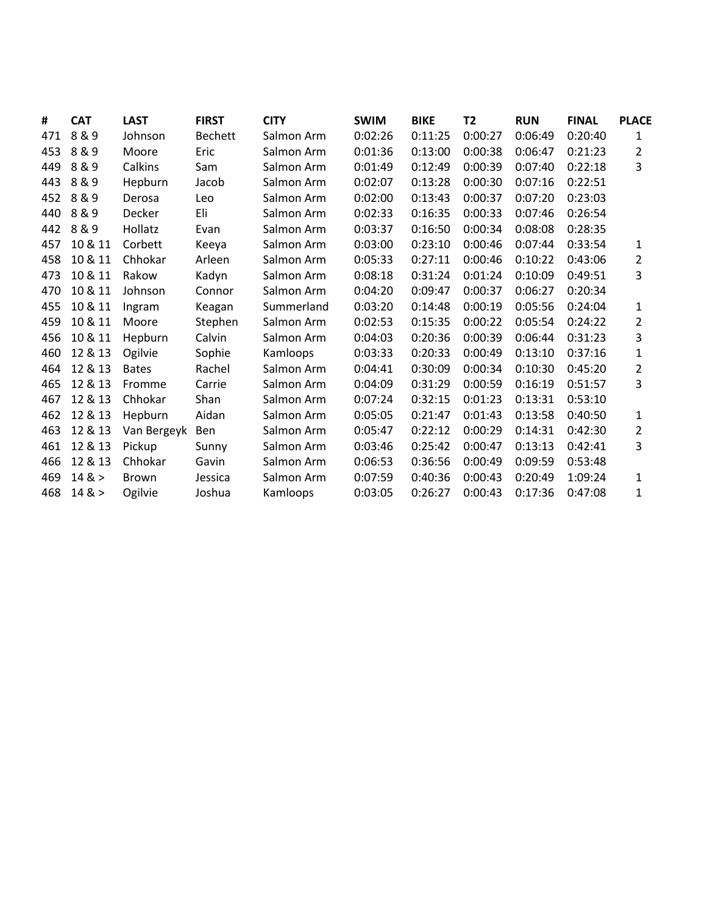| # | CAT | LAST | FIRST | CITY | SWIM | BIKE | T2 | RUN | FINAL | PLACE |
|---|---|---|---|---|---|---|---|---|---|---|
| 471 | 8 & 9 | Johnson | Bechett | Salmon Arm | 0:02:26 | 0:11:25 | 0:00:27 | 0:06:49 | 0:20:40 | 1 |
| 453 | 8 & 9 | Moore | Eric | Salmon Arm | 0:01:36 | 0:13:00 | 0:00:38 | 0:06:47 | 0:21:23 | 2 |
| 449 | 8 & 9 | Calkins | Sam | Salmon Arm | 0:01:49 | 0:12:49 | 0:00:39 | 0:07:40 | 0:22:18 | 3 |
| 443 | 8 & 9 | Hepburn | Jacob | Salmon Arm | 0:02:07 | 0:13:28 | 0:00:30 | 0:07:16 | 0:22:51 | |
| 452 | 8 & 9 | Derosa | Leo | Salmon Arm | 0:02:00 | 0:13:43 | 0:00:37 | 0:07:20 | 0:23:03 | |
| 440 | 8 & 9 | Decker | Eli | Salmon Arm | 0:02:33 | 0:16:35 | 0:00:33 | 0:07:46 | 0:26:54 | |
| 442 | 8 & 9 | Hollatz | Evan | Salmon Arm | 0:03:37 | 0:16:50 | 0:00:34 | 0:08:08 | 0:28:35 | |
| 457 | 10 & 11 | Corbett | Keeya | Salmon Arm | 0:03:00 | 0:23:10 | 0:00:46 | 0:07:44 | 0:33:54 | 1 |
| 458 | 10 & 11 | Chhokar | Arleen | Salmon Arm | 0:05:33 | 0:27:11 | 0:00:46 | 0:10:22 | 0:43:06 | 2 |
| 473 | 10 & 11 | Rakow | Kadyn | Salmon Arm | 0:08:18 | 0:31:24 | 0:01:24 | 0:10:09 | 0:49:51 | 3 |
| 470 | 10 & 11 | Johnson | Connor | Salmon Arm | 0:04:20 | 0:09:47 | 0:00:37 | 0:06:27 | 0:20:34 | |
| 455 | 10 & 11 | Ingram | Keagan | Summerland | 0:03:20 | 0:14:48 | 0:00:19 | 0:05:56 | 0:24:04 | 1 |
| 459 | 10 & 11 | Moore | Stephen | Salmon Arm | 0:02:53 | 0:15:35 | 0:00:22 | 0:05:54 | 0:24:22 | 2 |
| 456 | 10 & 11 | Hepburn | Calvin | Salmon Arm | 0:04:03 | 0:20:36 | 0:00:39 | 0:06:44 | 0:31:23 | 3 |
| 460 | 12 & 13 | Ogilvie | Sophie | Kamloops | 0:03:33 | 0:20:33 | 0:00:49 | 0:13:10 | 0:37:16 | 1 |
| 464 | 12 & 13 | Bates | Rachel | Salmon Arm | 0:04:41 | 0:30:09 | 0:00:34 | 0:10:30 | 0:45:20 | 2 |
| 465 | 12 & 13 | Fromme | Carrie | Salmon Arm | 0:04:09 | 0:31:29 | 0:00:59 | 0:16:19 | 0:51:57 | 3 |
| 467 | 12 & 13 | Chhokar | Shan | Salmon Arm | 0:07:24 | 0:32:15 | 0:01:23 | 0:13:31 | 0:53:10 | |
| 462 | 12 & 13 | Hepburn | Aidan | Salmon Arm | 0:05:05 | 0:21:47 | 0:01:43 | 0:13:58 | 0:40:50 | 1 |
| 463 | 12 & 13 | Van Bergeyk | Ben | Salmon Arm | 0:05:47 | 0:22:12 | 0:00:29 | 0:14:31 | 0:42:30 | 2 |
| 461 | 12 & 13 | Pickup | Sunny | Salmon Arm | 0:03:46 | 0:25:42 | 0:00:47 | 0:13:13 | 0:42:41 | 3 |
| 466 | 12 & 13 | Chhokar | Gavin | Salmon Arm | 0:06:53 | 0:36:56 | 0:00:49 | 0:09:59 | 0:53:48 | |
| 469 | 14 & > | Brown | Jessica | Salmon Arm | 0:07:59 | 0:40:36 | 0:00:43 | 0:20:49 | 1:09:24 | 1 |
| 468 | 14 & > | Ogilvie | Joshua | Kamloops | 0:03:05 | 0:26:27 | 0:00:43 | 0:17:36 | 0:47:08 | 1 |